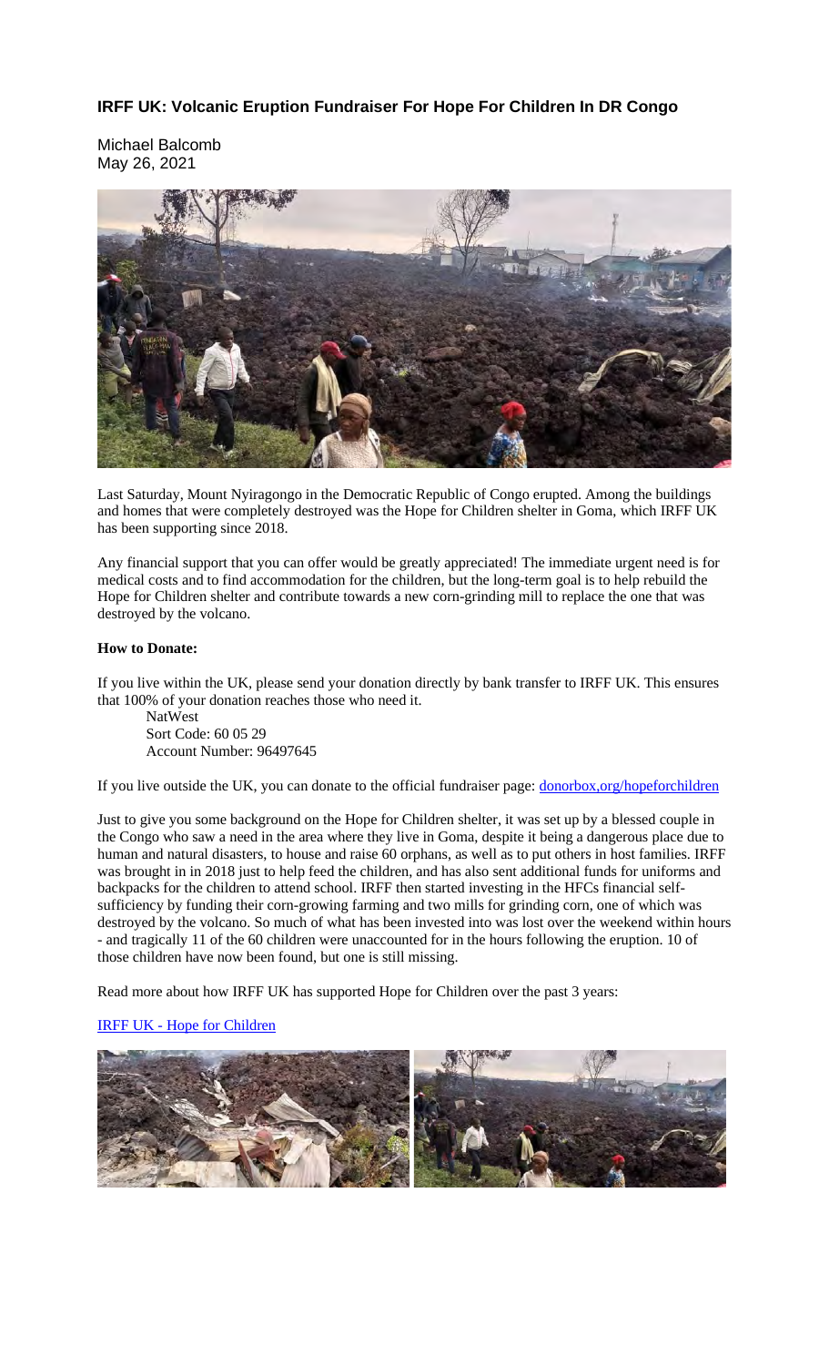# IRFF UK: Volcanic Eruption Fundraiser For Hope For Children In DR Congo

Michael Balcomb
May 26, 2021

Last Saturday, Mount Nyiragongo in the Democratic Republic of Congo erupted. Among the buildings and homes that were completely destroyed was the Hope for Children shelter in Goma, which IRFF UK has been supporting since 2018.

Any financial support that you can offer would be greatly appreciated! The immediate urgent need is for medical costs and to find accommodation for the children, but the long-term goal is to help rebuild the Hope for Children shelter and contribute towards a new corn-grinding mill to replace the one that was destroyed by the volcano.

**How to Donate:**

If you live within the UK, please send your donation directly by bank transfer to IRFF UK. This ensures that 100% of your donation reaches those who need it.

NatWest
Sort Code: 60 05 29
Account Number: 96497645

If you live outside the UK, you can donate to the official fundraiser page: [donorbox,org/hopeforchildren](donorbox,org/hopeforchildren)

Just to give you some background on the Hope for Children shelter, it was set up by a blessed couple in the Congo who saw a need in the area where they live in Goma, despite it being a dangerous place due to human and natural disasters, to house and raise 60 orphans, as well as to put others in host families. IRFF was brought in in 2018 just to help feed the children, and has also sent additional funds for uniforms and backpacks for the children to attend school. IRFF then started investing in the HFCs financial self-sufficiency by funding their corn-growing farming and two mills for grinding corn, one of which was destroyed by the volcano. So much of what has been invested into was lost over the weekend within hours - and tragically 11 of the 60 children were unaccounted for in the hours following the eruption. 10 of those children have now been found, but one is still missing.

Read more about how IRFF UK has supported Hope for Children over the past 3 years:

[IRFF UK - Hope for Children](IRFF UK - Hope for Children)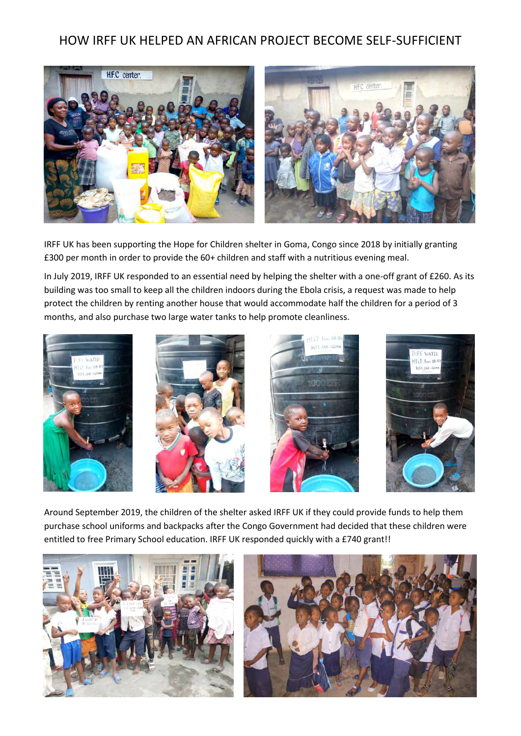# HOW IRFF UK HELPED AN AFRICAN PROJECT BECOME SELF-SUFFICIENT

IRFF UK has been supporting the Hope for Children shelter in Goma, Congo since 2018 by initially granting £300 per month in order to provide the 60+ children and staff with a nutritious evening meal.

In July 2019, IRFF UK responded to an essential need by helping the shelter with a one-off grant of £260. As its building was too small to keep all the children indoors during the Ebola crisis, a request was made to help protect the children by renting another house that would accommodate half the children for a period of 3 months, and also purchase two large water tanks to help promote cleanliness.

Around September 2019, the children of the shelter asked IRFF UK if they could provide funds to help them purchase school uniforms and backpacks after the Congo Government had decided that these children were entitled to free Primary School education. IRFF UK responded quickly with a £740 grant!!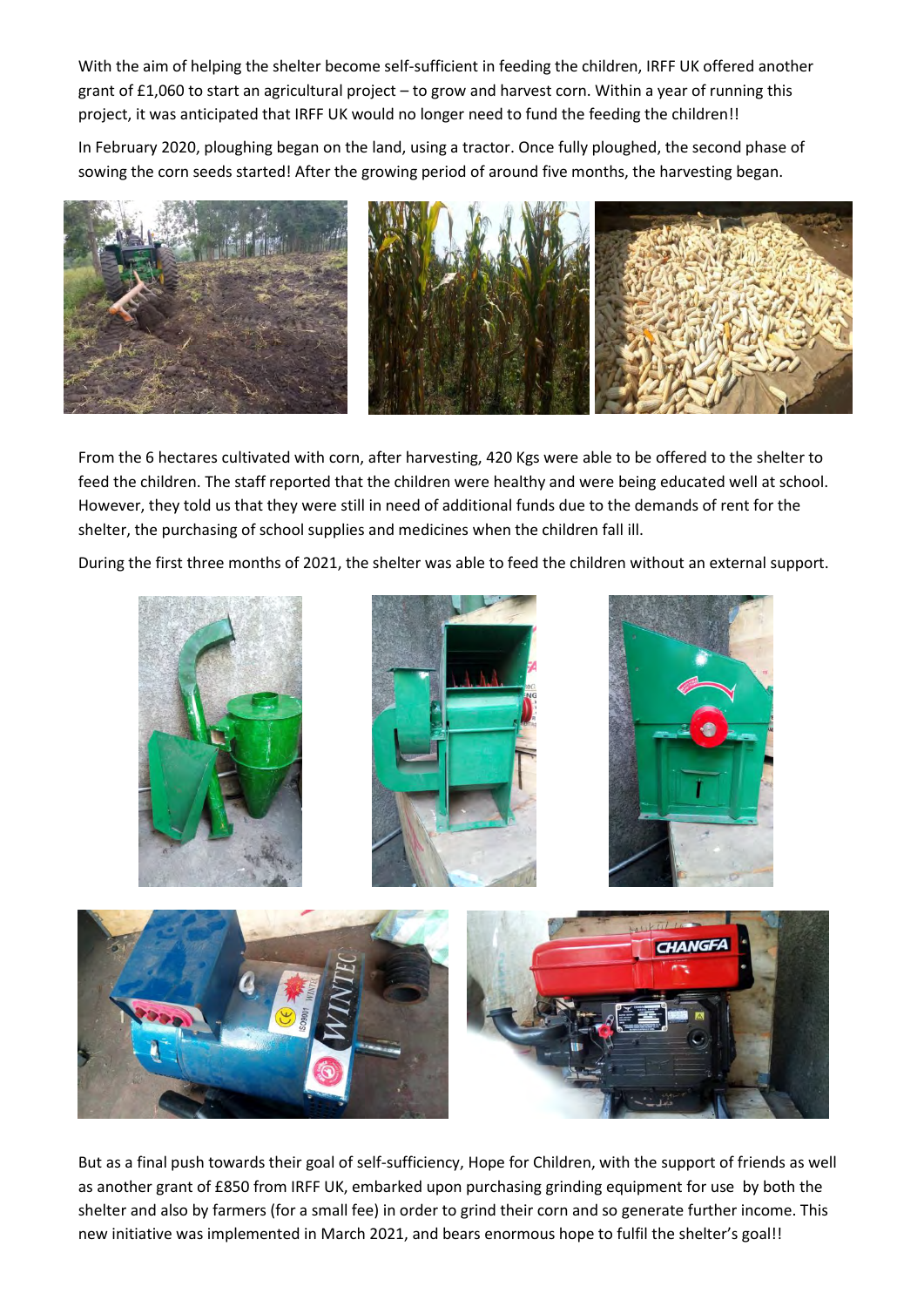With the aim of helping the shelter become self-sufficient in feeding the children, IRFF UK offered another grant of £1,060 to start an agricultural project – to grow and harvest corn. Within a year of running this project, it was anticipated that IRFF UK would no longer need to fund the feeding the children!!

In February 2020, ploughing began on the land, using a tractor. Once fully ploughed, the second phase of sowing the corn seeds started! After the growing period of around five months, the harvesting began.

From the 6 hectares cultivated with corn, after harvesting, 420 Kgs were able to be offered to the shelter to feed the children. The staff reported that the children were healthy and were being educated well at school. However, they told us that they were still in need of additional funds due to the demands of rent for the shelter, the purchasing of school supplies and medicines when the children fall ill.

During the first three months of 2021, the shelter was able to feed the children without an external support.

But as a final push towards their goal of self-sufficiency, Hope for Children, with the support of friends as well as another grant of £850 from IRFF UK, embarked upon purchasing grinding equipment for use by both the shelter and also by farmers (for a small fee) in order to grind their corn and so generate further income. This new initiative was implemented in March 2021, and bears enormous hope to fulfil the shelter's goal!!